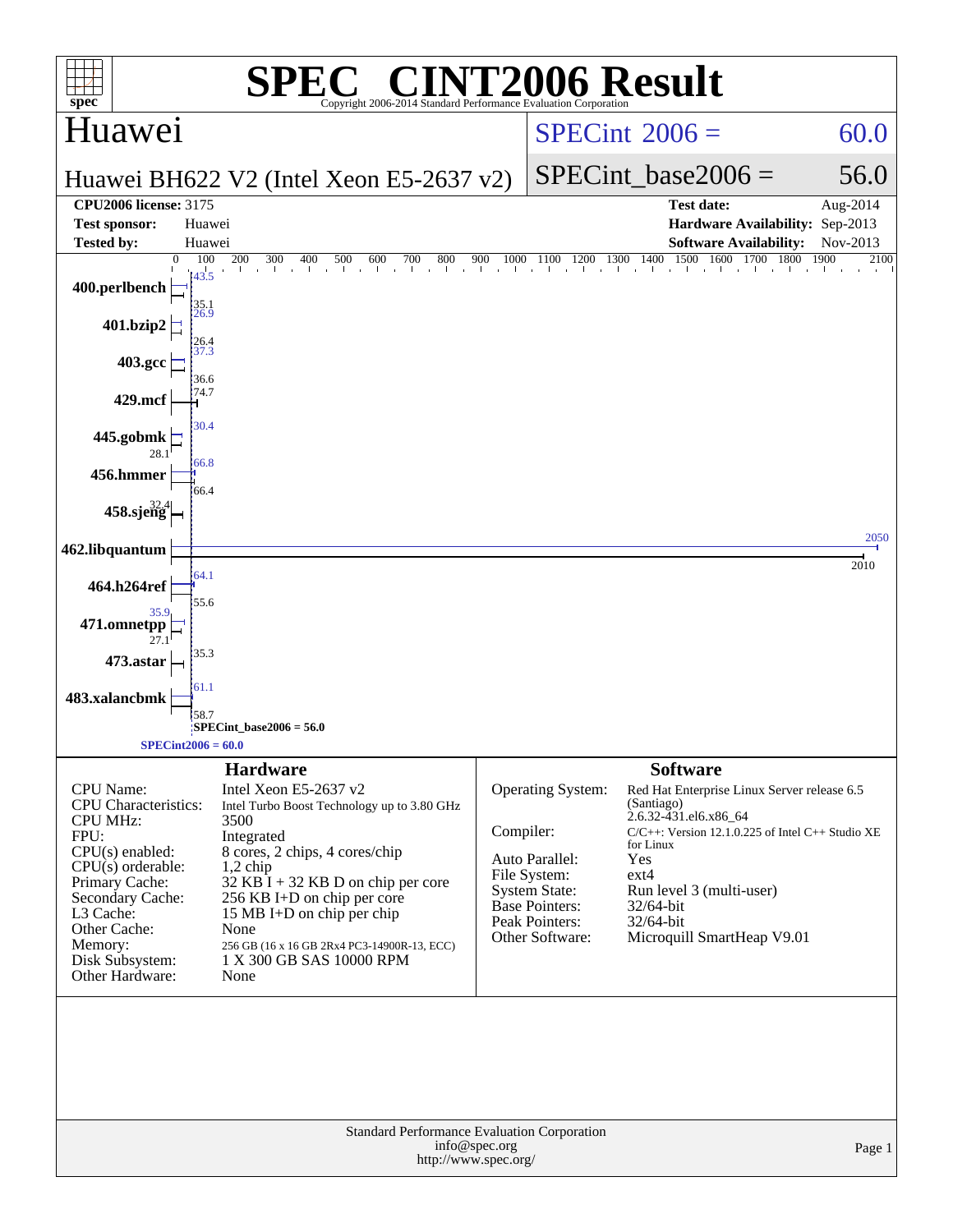# SPEC® CINT2006 Result

Copyright 2006-2014 Standard Performance Evaluation Corporation

## Huawei

**Huawei BH622 V2 (Intel Xeon E5-2637 v2)**

SPECint 2006 = 60.0

SPECint_base2006 = 56.0

| | | | |
|---|---|---|---|
| **CPU2006 license:** 3175 | | **Test date:** | Aug-2014 |
| **Test sponsor:** | Huawei | **Hardware Availability:** | Sep-2013 |
| **Tested by:** | Huawei | **Software Availability:** | Nov-2013 |

| Benchmark | Peak | Base |
|---|---|---|
| 400.perlbench | 43.5 | 35.1 |
| 401.bzip2 | 26.9 | 26.4 |
| 403.gcc | 37.3 | 36.6 |
| 429.mcf | 74.7 | |
| 445.gobmk | 30.4 | 28.1 |
| 456.hmmer | 66.8 | 66.4 |
| 458.sjeng | | 32.4 |
| 462.libquantum | 2050 | 2010 |
| 464.h264ref | 64.1 | 55.6 |
| 471.omnetpp | 35.9 | 27.1 |
| 473.astar | | 35.3 |
| 483.xalancbmk | 61.1 | 58.7 |

SPECint_base2006 = 56.0

SPECint2006 = 60.0

### Hardware

| | |
|---|---|
| CPU Name: | Intel Xeon E5-2637 v2 |
| CPU Characteristics: | Intel Turbo Boost Technology up to 3.80 GHz |
| CPU MHz: | 3500 |
| FPU: | Integrated |
| CPU(s) enabled: | 8 cores, 2 chips, 4 cores/chip |
| CPU(s) orderable: | 1,2 chip |
| Primary Cache: | 32 KB I + 32 KB D on chip per core |
| Secondary Cache: | 256 KB I+D on chip per core |
| L3 Cache: | 15 MB I+D on chip per chip |
| Other Cache: | None |
| Memory: | 256 GB (16 x 16 GB 2Rx4 PC3-14900R-13, ECC) |
| Disk Subsystem: | 1 X 300 GB SAS 10000 RPM |
| Other Hardware: | None |

### Software

| | |
|---|---|
| Operating System: | Red Hat Enterprise Linux Server release 6.5 (Santiago) 2.6.32-431.el6.x86_64 |
| Compiler: | C/C++: Version 12.1.0.225 of Intel C++ Studio XE for Linux |
| Auto Parallel: | Yes |
| File System: | ext4 |
| System State: | Run level 3 (multi-user) |
| Base Pointers: | 32/64-bit |
| Peak Pointers: | 32/64-bit |
| Other Software: | Microquill SmartHeap V9.01 |

Standard Performance Evaluation Corporation
info@spec.org
http://www.spec.org/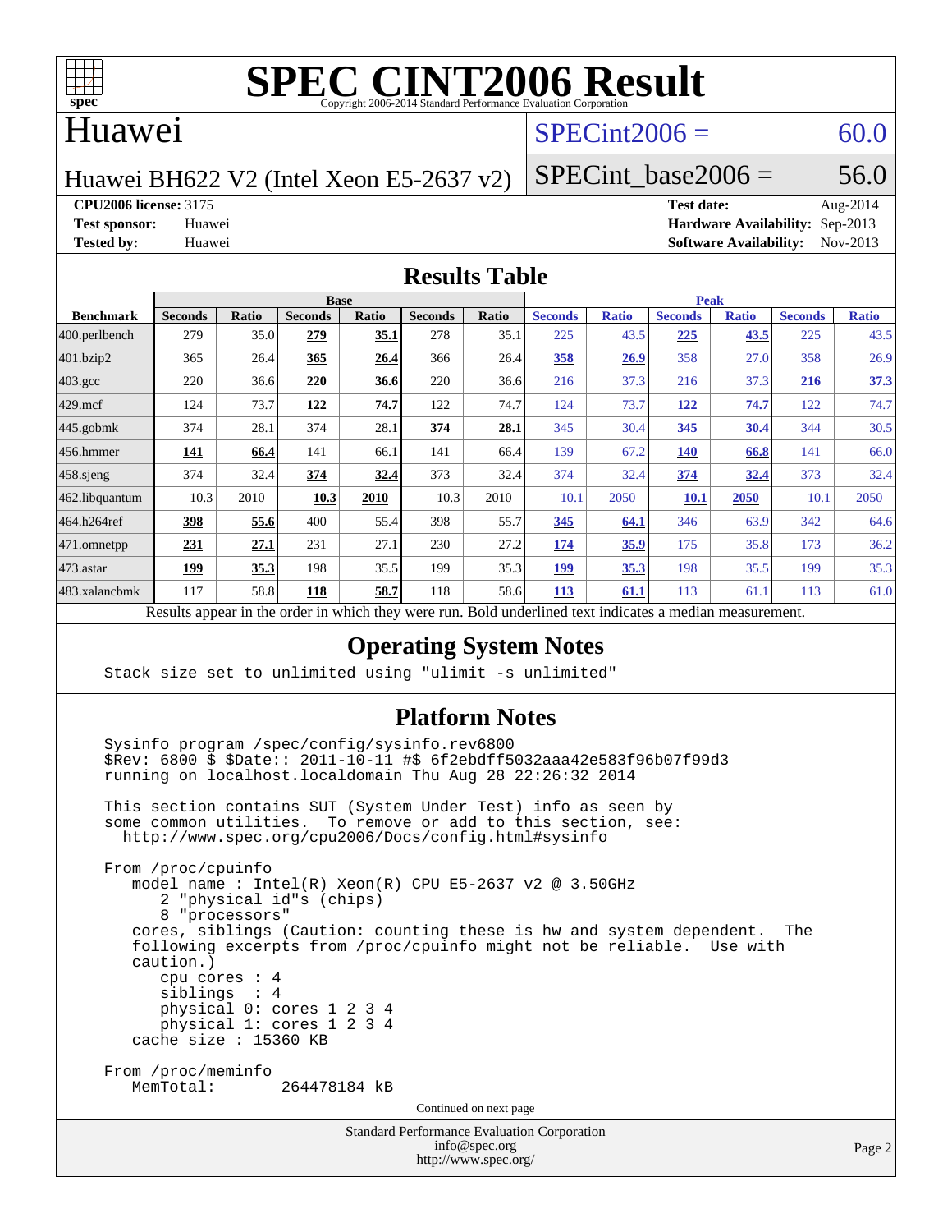# SPEC CINT2006 Result

Copyright 2006-2014 Standard Performance Evaluation Corporation

## Huawei

Huawei BH622 V2 (Intel Xeon E5-2637 v2)

SPECint2006 = 60.0

SPECint_base2006 = 56.0

**CPU2006 license:** 3175
**Test sponsor:** Huawei
**Tested by:** Huawei

**Test date:** Aug-2014
**Hardware Availability:** Sep-2013
**Software Availability:** Nov-2013

## Results Table

| Benchmark | Base | | | | | | Peak | | | | | |
|---|---|---|---|---|---|---|---|---|---|---|---|---|
| | Seconds | Ratio | Seconds | Ratio | Seconds | Ratio | Seconds | Ratio | Seconds | Ratio | Seconds | Ratio |
| 400.perlbench | 279 | 35.0 | **279** | **35.1** | 278 | 35.1 | 225 | 43.5 | **225** | **43.5** | 225 | 43.5 |
| 401.bzip2 | 365 | 26.4 | **365** | **26.4** | 366 | 26.4 | **358** | **26.9** | 358 | 27.0 | 358 | 26.9 |
| 403.gcc | 220 | 36.6 | **220** | **36.6** | 220 | 36.6 | 216 | 37.3 | 216 | 37.3 | **216** | **37.3** |
| 429.mcf | 124 | 73.7 | **122** | **74.7** | 122 | 74.7 | 124 | 73.7 | **122** | **74.7** | 122 | 74.7 |
| 445.gobmk | 374 | 28.1 | 374 | 28.1 | **374** | **28.1** | 345 | 30.4 | **345** | **30.4** | 344 | 30.5 |
| 456.hmmer | **141** | **66.4** | 141 | 66.1 | 141 | 66.4 | 139 | 67.2 | **140** | **66.8** | 141 | 66.0 |
| 458.sjeng | 374 | 32.4 | **374** | **32.4** | 373 | 32.4 | 374 | 32.4 | **374** | **32.4** | 373 | 32.4 |
| 462.libquantum | 10.3 | 2010 | **10.3** | **2010** | 10.3 | 2010 | 10.1 | 2050 | **10.1** | **2050** | 10.1 | 2050 |
| 464.h264ref | **398** | **55.6** | 400 | 55.4 | 398 | 55.7 | **345** | **64.1** | 346 | 63.9 | 342 | 64.6 |
| 471.omnetpp | **231** | **27.1** | 231 | 27.1 | 230 | 27.2 | **174** | **35.9** | 175 | 35.8 | 173 | 36.2 |
| 473.astar | **199** | **35.3** | 198 | 35.5 | 199 | 35.3 | **199** | **35.3** | 198 | 35.5 | 199 | 35.3 |
| 483.xalancbmk | 117 | 58.8 | **118** | **58.7** | 118 | 58.6 | **113** | **61.1** | 113 | 61.1 | 113 | 61.0 |

Results appear in the order in which they were run. Bold underlined text indicates a median measurement.

## Operating System Notes

```
Stack size set to unlimited using "ulimit -s unlimited"
```

## Platform Notes

```
Sysinfo program /spec/config/sysinfo.rev6800
$Rev: 6800 $ $Date:: 2011-10-11 #$ 6f2ebdff5032aaa42e583f96b07f99d3
running on localhost.localdomain Thu Aug 28 22:26:32 2014

This section contains SUT (System Under Test) info as seen by
some common utilities.  To remove or add to this section, see:
  http://www.spec.org/cpu2006/Docs/config.html#sysinfo

From /proc/cpuinfo
   model name : Intel(R) Xeon(R) CPU E5-2637 v2 @ 3.50GHz
      2 "physical id"s (chips)
      8 "processors"
   cores, siblings (Caution: counting these is hw and system dependent.  The
   following excerpts from /proc/cpuinfo might not be reliable.  Use with
   caution.)
      cpu cores : 4
      siblings  : 4
      physical 0: cores 1 2 3 4
      physical 1: cores 1 2 3 4
   cache size : 15360 KB

From /proc/meminfo
   MemTotal:       264478184 kB
```

Continued on next page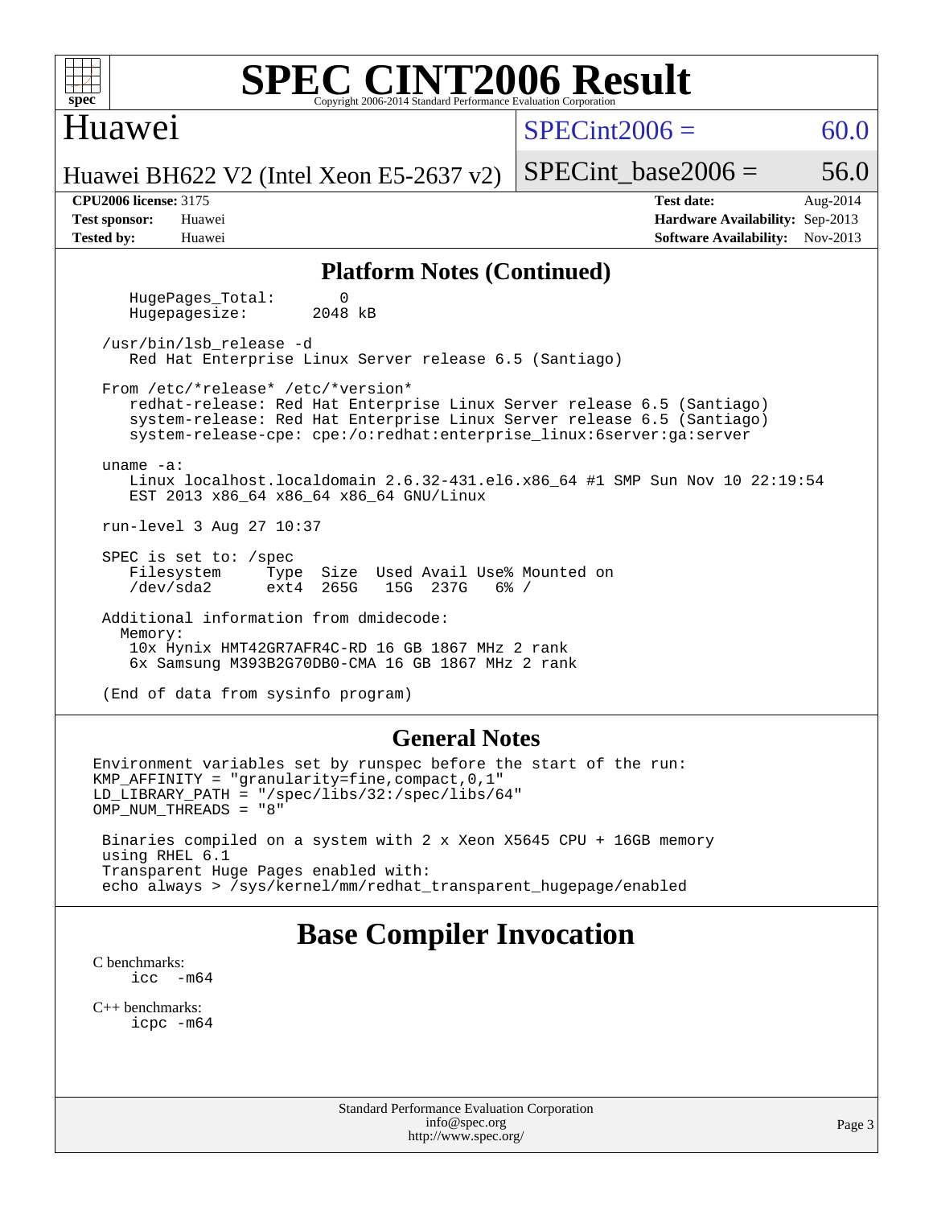## Platform Notes (Continued)

```
   HugePages_Total:       0
   Hugepagesize:       2048 kB

/usr/bin/lsb_release -d
   Red Hat Enterprise Linux Server release 6.5 (Santiago)

From /etc/*release* /etc/*version*
   redhat-release: Red Hat Enterprise Linux Server release 6.5 (Santiago)
   system-release: Red Hat Enterprise Linux Server release 6.5 (Santiago)
   system-release-cpe: cpe:/o:redhat:enterprise_linux:6server:ga:server

uname -a:
   Linux localhost.localdomain 2.6.32-431.el6.x86_64 #1 SMP Sun Nov 10 22:19:54
   EST 2013 x86_64 x86_64 x86_64 GNU/Linux

run-level 3 Aug 27 10:37

SPEC is set to: /spec
   Filesystem     Type  Size  Used Avail Use% Mounted on
   /dev/sda2      ext4  265G   15G  237G   6% /

Additional information from dmidecode:
  Memory:
   10x Hynix HMT42GR7AFR4C-RD 16 GB 1867 MHz 2 rank
   6x Samsung M393B2G70DB0-CMA 16 GB 1867 MHz 2 rank

(End of data from sysinfo program)
```

## General Notes

```
Environment variables set by runspec before the start of the run:
KMP_AFFINITY = "granularity=fine,compact,0,1"
LD_LIBRARY_PATH = "/spec/libs/32:/spec/libs/64"
OMP_NUM_THREADS = "8"

 Binaries compiled on a system with 2 x Xeon X5645 CPU + 16GB memory
 using RHEL 6.1
 Transparent Huge Pages enabled with:
 echo always > /sys/kernel/mm/redhat_transparent_hugepage/enabled
```

# Base Compiler Invocation

C benchmarks:
```
icc  -m64
```

C++ benchmarks:
```
icpc -m64
```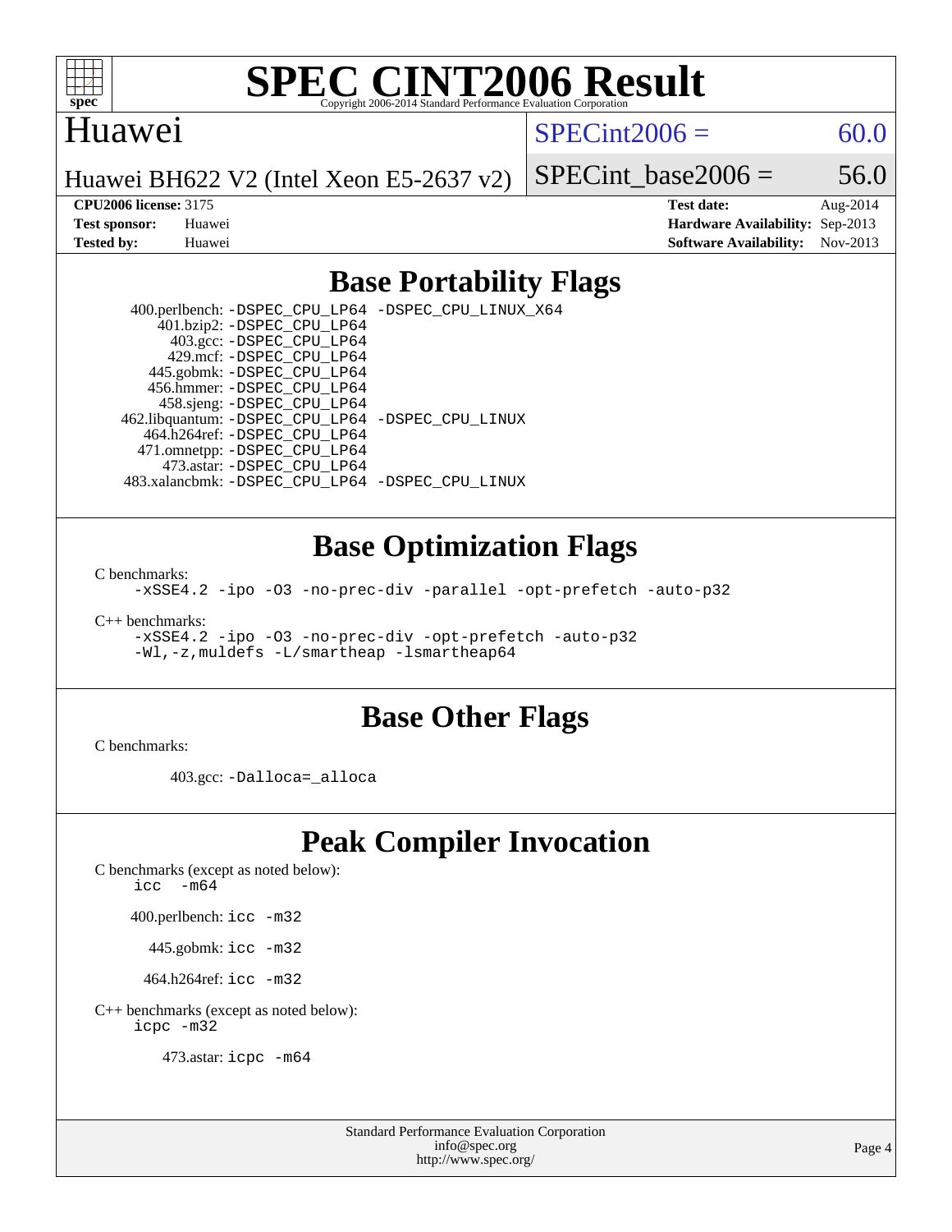# SPEC CINT2006 Result

Copyright 2006-2014 Standard Performance Evaluation Corporation

## Huawei

Huawei BH622 V2 (Intel Xeon E5-2637 v2)

SPECint2006 = 60.0

SPECint_base2006 = 56.0

**CPU2006 license:** 3175
**Test sponsor:** Huawei
**Tested by:** Huawei

**Test date:** Aug-2014
**Hardware Availability:** Sep-2013
**Software Availability:** Nov-2013

## Base Portability Flags

400.perlbench: `-DSPEC_CPU_LP64 -DSPEC_CPU_LINUX_X64`
401.bzip2: `-DSPEC_CPU_LP64`
403.gcc: `-DSPEC_CPU_LP64`
429.mcf: `-DSPEC_CPU_LP64`
445.gobmk: `-DSPEC_CPU_LP64`
456.hmmer: `-DSPEC_CPU_LP64`
458.sjeng: `-DSPEC_CPU_LP64`
462.libquantum: `-DSPEC_CPU_LP64 -DSPEC_CPU_LINUX`
464.h264ref: `-DSPEC_CPU_LP64`
471.omnetpp: `-DSPEC_CPU_LP64`
473.astar: `-DSPEC_CPU_LP64`
483.xalancbmk: `-DSPEC_CPU_LP64 -DSPEC_CPU_LINUX`

## Base Optimization Flags

C benchmarks:
`-xSSE4.2 -ipo -O3 -no-prec-div -parallel -opt-prefetch -auto-p32`

C++ benchmarks:
`-xSSE4.2 -ipo -O3 -no-prec-div -opt-prefetch -auto-p32`
`-Wl,-z,muldefs -L/smartheap -lsmartheap64`

## Base Other Flags

C benchmarks:

403.gcc: `-Dalloca=_alloca`

## Peak Compiler Invocation

C benchmarks (except as noted below):
`icc -m64`

400.perlbench: `icc -m32`

445.gobmk: `icc -m32`

464.h264ref: `icc -m32`

C++ benchmarks (except as noted below):
`icpc -m32`

473.astar: `icpc -m64`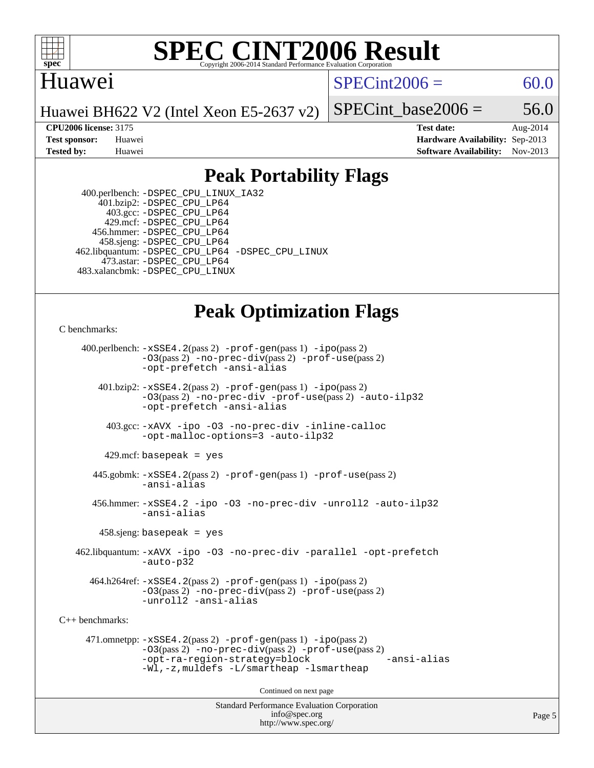# SPEC CINT2006 Result

Copyright 2006-2014 Standard Performance Evaluation Corporation

## Huawei

Huawei BH622 V2 (Intel Xeon E5-2637 v2)

SPECint2006 = 60.0

SPECint_base2006 = 56.0

**CPU2006 license:** 3175
**Test sponsor:** Huawei
**Tested by:** Huawei

**Test date:** Aug-2014
**Hardware Availability:** Sep-2013
**Software Availability:** Nov-2013

## Peak Portability Flags

400.perlbench: -DSPEC_CPU_LINUX_IA32
401.bzip2: -DSPEC_CPU_LP64
403.gcc: -DSPEC_CPU_LP64
429.mcf: -DSPEC_CPU_LP64
456.hmmer: -DSPEC_CPU_LP64
458.sjeng: -DSPEC_CPU_LP64
462.libquantum: -DSPEC_CPU_LP64 -DSPEC_CPU_LINUX
473.astar: -DSPEC_CPU_LP64
483.xalancbmk: -DSPEC_CPU_LINUX

## Peak Optimization Flags

C benchmarks:

400.perlbench: -xSSE4.2(pass 2) -prof-gen(pass 1) -ipo(pass 2) -O3(pass 2) -no-prec-div(pass 2) -prof-use(pass 2) -opt-prefetch -ansi-alias

401.bzip2: -xSSE4.2(pass 2) -prof-gen(pass 1) -ipo(pass 2) -O3(pass 2) -no-prec-div -prof-use(pass 2) -auto-ilp32 -opt-prefetch -ansi-alias

403.gcc: -xAVX -ipo -O3 -no-prec-div -inline-calloc -opt-malloc-options=3 -auto-ilp32

429.mcf: basepeak = yes

445.gobmk: -xSSE4.2(pass 2) -prof-gen(pass 1) -prof-use(pass 2) -ansi-alias

456.hmmer: -xSSE4.2 -ipo -O3 -no-prec-div -unroll2 -auto-ilp32 -ansi-alias

458.sjeng: basepeak = yes

462.libquantum: -xAVX -ipo -O3 -no-prec-div -parallel -opt-prefetch -auto-p32

464.h264ref: -xSSE4.2(pass 2) -prof-gen(pass 1) -ipo(pass 2) -O3(pass 2) -no-prec-div(pass 2) -prof-use(pass 2) -unroll2 -ansi-alias

C++ benchmarks:

471.omnetpp: -xSSE4.2(pass 2) -prof-gen(pass 1) -ipo(pass 2) -O3(pass 2) -no-prec-div(pass 2) -prof-use(pass 2) -opt-ra-region-strategy=block -ansi-alias -Wl,-z,muldefs -L/smartheap -lsmartheap

Continued on next page

Standard Performance Evaluation Corporation
info@spec.org
http://www.spec.org/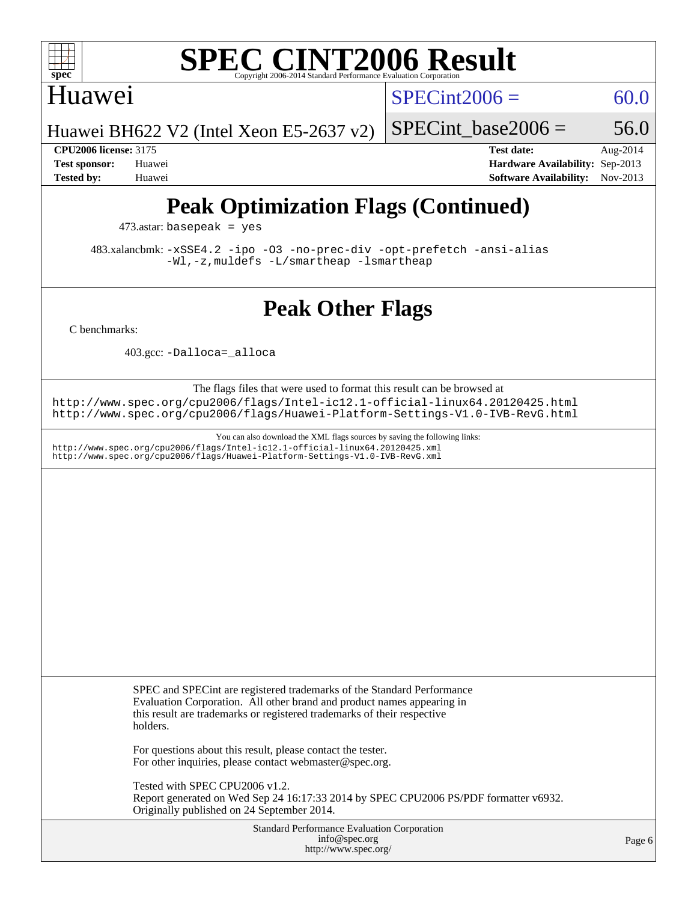# Peak Optimization Flags (Continued)

473.astar: basepeak = yes

483.xalancbmk: -xSSE4.2 -ipo -O3 -no-prec-div -opt-prefetch -ansi-alias -Wl,-z,muldefs -L/smartheap -lsmartheap

# Peak Other Flags

C benchmarks:

403.gcc: -Dalloca=_alloca

The flags files that were used to format this result can be browsed at
http://www.spec.org/cpu2006/flags/Intel-ic12.1-official-linux64.20120425.html
http://www.spec.org/cpu2006/flags/Huawei-Platform-Settings-V1.0-IVB-RevG.html

You can also download the XML flags sources by saving the following links:
http://www.spec.org/cpu2006/flags/Intel-ic12.1-official-linux64.20120425.xml
http://www.spec.org/cpu2006/flags/Huawei-Platform-Settings-V1.0-IVB-RevG.xml

SPEC and SPECint are registered trademarks of the Standard Performance Evaluation Corporation. All other brand and product names appearing in this result are trademarks or registered trademarks of their respective holders.

For questions about this result, please contact the tester.
For other inquiries, please contact webmaster@spec.org.

Tested with SPEC CPU2006 v1.2.
Report generated on Wed Sep 24 16:17:33 2014 by SPEC CPU2006 PS/PDF formatter v6932.
Originally published on 24 September 2014.